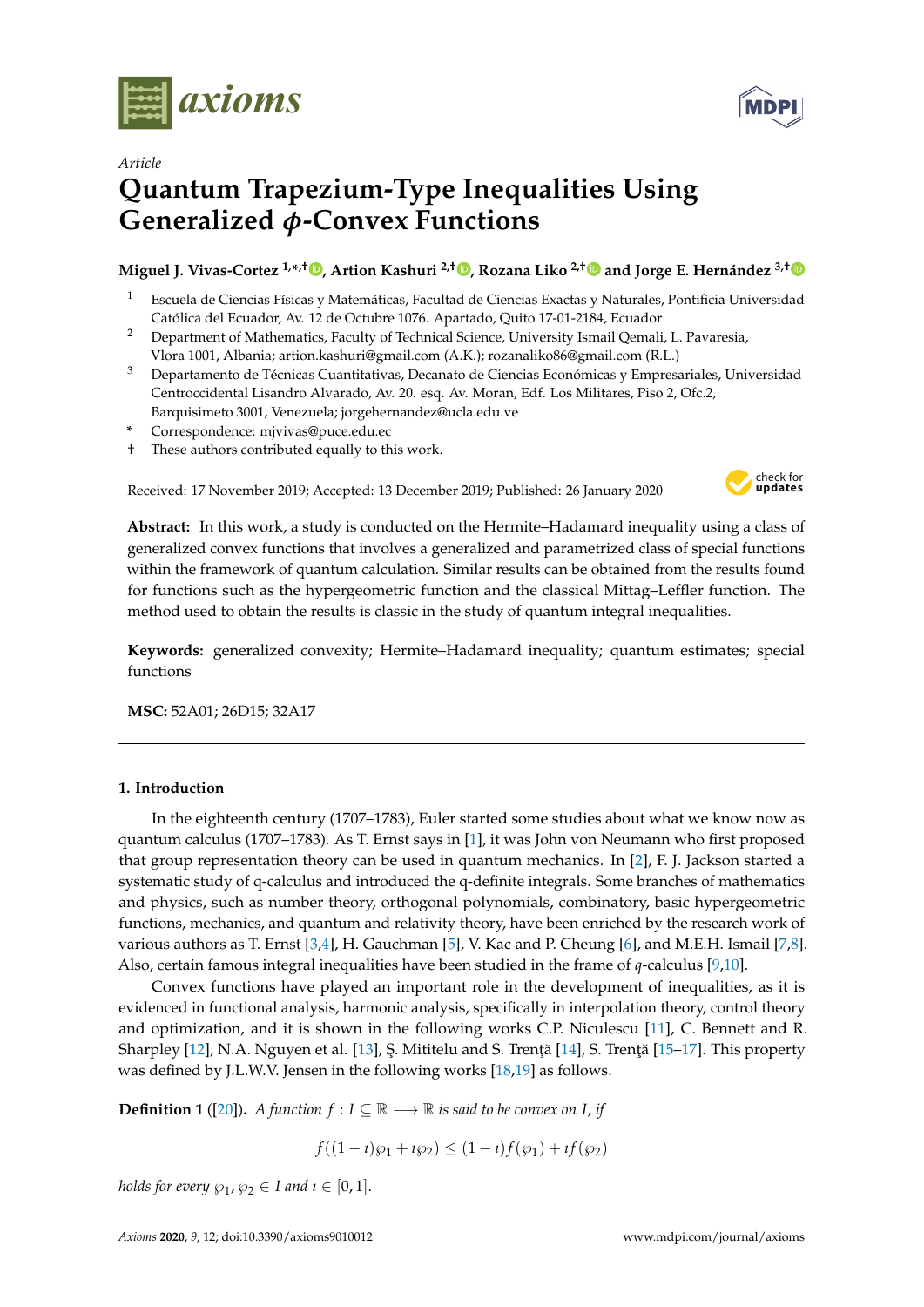*Article*

# Quantum Trapezium-Type Inequalities Using Generalized $\phi$-Convex Functions

**Miguel J. Vivas-Cortez [1,*,†], Artion Kashuri [2,†], Rozana Liko [2,†] and Jorge E. Hernández [3,†]**

[1] Escuela de Ciencias Físicas y Matemáticas, Facultad de Ciencias Exactas y Naturales, Pontificia Universidad Católica del Ecuador, Av. 12 de Octubre 1076. Apartado, Quito 17-01-2184, Ecuador

[2] Department of Mathematics, Faculty of Technical Science, University Ismail Qemali, L. Pavaresia, Vlora 1001, Albania; artion.kashuri@gmail.com (A.K.); rozanaliko86@gmail.com (R.L.)

[3] Departamento de Técnicas Cuantitativas, Decanato de Ciencias Económicas y Empresariales, Universidad Centroccidental Lisandro Alvarado, Av. 20. esq. Av. Moran, Edf. Los Militares, Piso 2, Ofc.2, Barquisimeto 3001, Venezuela; jorgehernandez@ucla.edu.ve

\* Correspondence: mjvivas@puce.edu.ec

† These authors contributed equally to this work.

Received: 17 November 2019; Accepted: 13 December 2019; Published: 26 January 2020

**Abstract:** In this work, a study is conducted on the Hermite–Hadamard inequality using a class of generalized convex functions that involves a generalized and parametrized class of special functions within the framework of quantum calculation. Similar results can be obtained from the results found for functions such as the hypergeometric function and the classical Mittag–Leffler function. The method used to obtain the results is classic in the study of quantum integral inequalities.

**Keywords:** generalized convexity; Hermite–Hadamard inequality; quantum estimates; special functions

**MSC:** 52A01; 26D15; 32A17

## 1. Introduction

In the eighteenth century (1707–1783), Euler started some studies about what we know now as quantum calculus (1707–1783). As T. Ernst says in [1], it was John von Neumann who first proposed that group representation theory can be used in quantum mechanics. In [2], F. J. Jackson started a systematic study of q-calculus and introduced the q-definite integrals. Some branches of mathematics and physics, such as number theory, orthogonal polynomials, combinatory, basic hypergeometric functions, mechanics, and quantum and relativity theory, have been enriched by the research work of various authors as T. Ernst [3,4], H. Gauchman [5], V. Kac and P. Cheung [6], and M.E.H. Ismail [7,8]. Also, certain famous integral inequalities have been studied in the frame of $q$-calculus [9,10].

Convex functions have played an important role in the development of inequalities, as it is evidenced in functional analysis, harmonic analysis, specifically in interpolation theory, control theory and optimization, and it is shown in the following works C.P. Niculescu [11], C. Bennett and R. Sharpley [12], N.A. Nguyen et al. [13], Ş. Mititelu and S. Trenţă [14], S. Trenţă [15–17]. This property was defined by J.L.W.V. Jensen in the following works [18,19] as follows.

**Definition 1** ([20]). *A function $f : I \subseteq \mathbb{R} \longrightarrow \mathbb{R}$ is said to be convex on $I$, if*

$$f((1-\imath)\wp_1 + \imath\wp_2) \leq (1-\imath)f(\wp_1) + \imath f(\wp_2)$$

*holds for every $\wp_1, \wp_2 \in I$ and $\imath \in [0,1]$.*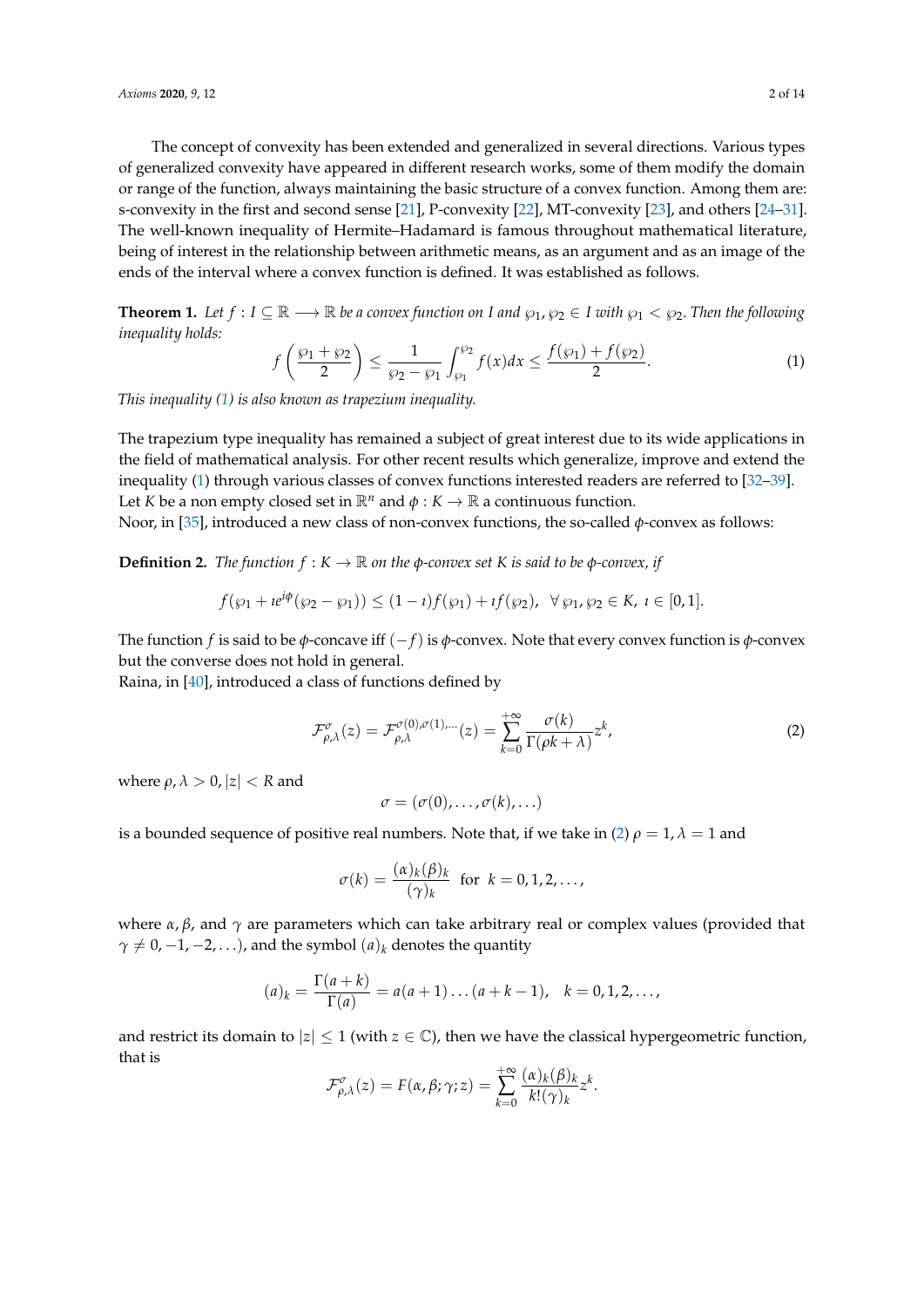The concept of convexity has been extended and generalized in several directions. Various types of generalized convexity have appeared in different research works, some of them modify the domain or range of the function, always maintaining the basic structure of a convex function. Among them are: s-convexity in the first and second sense [21], P-convexity [22], MT-convexity [23], and others [24–31]. The well-known inequality of Hermite–Hadamard is famous throughout mathematical literature, being of interest in the relationship between arithmetic means, as an argument and as an image of the ends of the interval where a convex function is defined. It was established as follows.

**Theorem 1.** *Let $f : I \subseteq \mathbb{R} \longrightarrow \mathbb{R}$ be a convex function on $I$ and $\wp_1, \wp_2 \in I$ with $\wp_1 < \wp_2$. Then the following inequality holds:*

$$f\left(\frac{\wp_1 + \wp_2}{2}\right) \leq \frac{1}{\wp_2 - \wp_1}\int_{\wp_1}^{\wp_2} f(x)dx \leq \frac{f(\wp_1) + f(\wp_2)}{2}. \tag{1}$$

*This inequality (1) is also known as trapezium inequality.*

The trapezium type inequality has remained a subject of great interest due to its wide applications in the field of mathematical analysis. For other recent results which generalize, improve and extend the inequality (1) through various classes of convex functions interested readers are referred to [32–39].
Let $K$ be a non empty closed set in $\mathbb{R}^n$ and $\phi : K \to \mathbb{R}$ a continuous function.
Noor, in [35], introduced a new class of non-convex functions, the so-called $\phi$-convex as follows:

**Definition 2.** *The function $f : K \to \mathbb{R}$ on the $\phi$-convex set $K$ is said to be $\phi$-convex, if*

$$f(\wp_1 + \imath e^{i\phi}(\wp_2 - \wp_1)) \leq (1 - \imath)f(\wp_1) + \imath f(\wp_2), \ \ \forall \wp_1, \wp_2 \in K, \ \imath \in [0, 1].$$

The function $f$ is said to be $\phi$-concave iff $(-f)$ is $\phi$-convex. Note that every convex function is $\phi$-convex but the converse does not hold in general.
Raina, in [40], introduced a class of functions defined by

$$\mathcal{F}^{\sigma}_{\rho,\lambda}(z) = \mathcal{F}^{\sigma(0),\sigma(1),\ldots}_{\rho,\lambda}(z) = \sum_{k=0}^{+\infty} \frac{\sigma(k)}{\Gamma(\rho k + \lambda)} z^k, \tag{2}$$

where $\rho, \lambda > 0, |z| < R$ and

$$\sigma = (\sigma(0), \ldots, \sigma(k), \ldots)$$

is a bounded sequence of positive real numbers. Note that, if we take in (2) $\rho = 1, \lambda = 1$ and

$$\sigma(k) = \frac{(\alpha)_k(\beta)_k}{(\gamma)_k} \ \text{ for } \ k = 0, 1, 2, \ldots,$$

where $\alpha, \beta$, and $\gamma$ are parameters which can take arbitrary real or complex values (provided that $\gamma \neq 0, -1, -2, \ldots$), and the symbol $(a)_k$ denotes the quantity

$$(a)_k = \frac{\Gamma(a + k)}{\Gamma(a)} = a(a + 1)\ldots(a + k - 1), \quad k = 0, 1, 2, \ldots,$$

and restrict its domain to $|z| \leq 1$ (with $z \in \mathbb{C}$), then we have the classical hypergeometric function, that is

$$\mathcal{F}^{\sigma}_{\rho,\lambda}(z) = F(\alpha, \beta; \gamma; z) = \sum_{k=0}^{+\infty} \frac{(\alpha)_k(\beta)_k}{k!(\gamma)_k} z^k.$$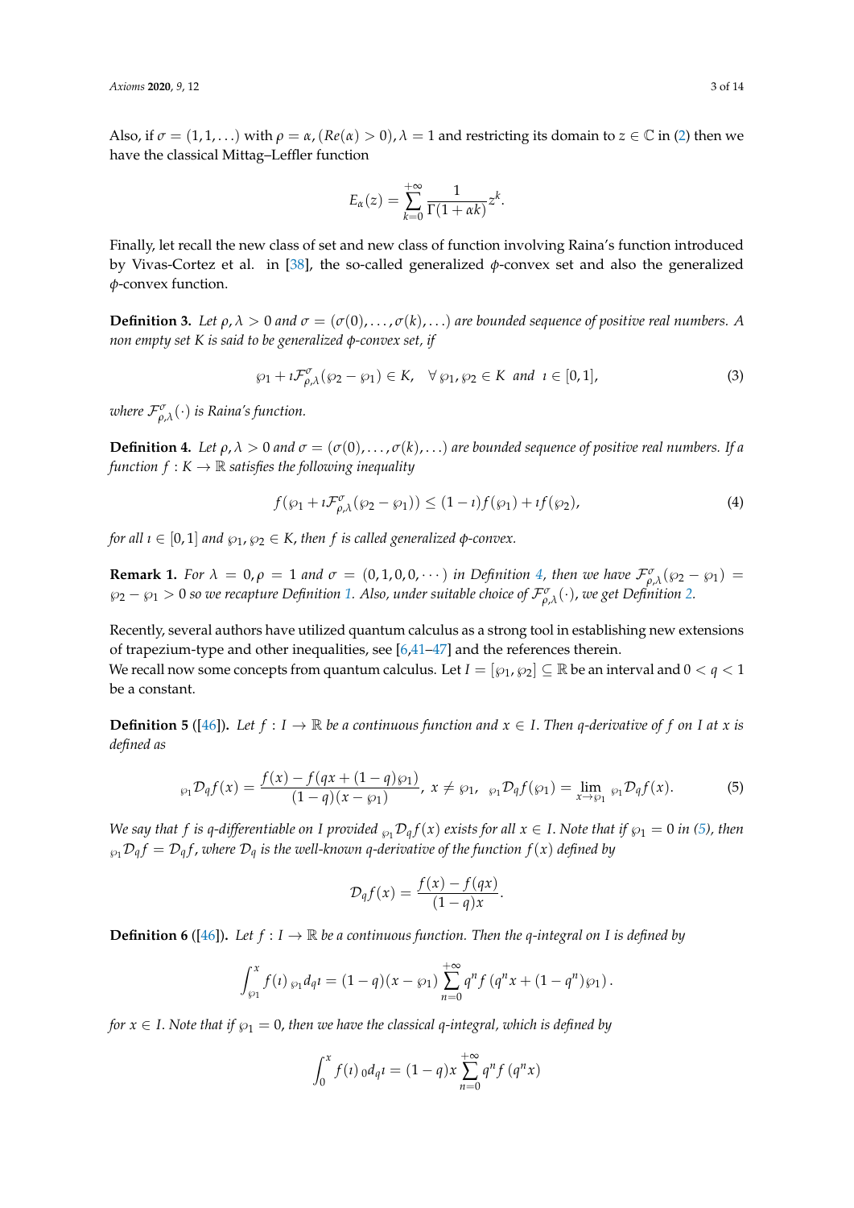Also, if $\sigma = (1, 1, \ldots)$ with $\rho = \alpha$, $(Re(\alpha) > 0)$, $\lambda = 1$ and restricting its domain to $z \in \mathbb{C}$ in (2) then we have the classical Mittag–Leffler function

$$E_\alpha(z) = \sum_{k=0}^{+\infty} \frac{1}{\Gamma(1 + \alpha k)} z^k.$$

Finally, let recall the new class of set and new class of function involving Raina's function introduced by Vivas-Cortez et al. in [38], the so-called generalized $\phi$-convex set and also the generalized $\phi$-convex function.

**Definition 3.** *Let $\rho, \lambda > 0$ and $\sigma = (\sigma(0), \ldots, \sigma(k), \ldots)$ are bounded sequence of positive real numbers. A non empty set $K$ is said to be generalized $\phi$-convex set, if*

$$\wp_1 + \imath \mathcal{F}^{\sigma}_{\rho,\lambda}(\wp_2 - \wp_1) \in K, \quad \forall \wp_1, \wp_2 \in K \ \text{ and } \ \imath \in [0, 1], \tag{3}$$

*where $\mathcal{F}^{\sigma}_{\rho,\lambda}(\cdot)$ is Raina's function.*

**Definition 4.** *Let $\rho, \lambda > 0$ and $\sigma = (\sigma(0), \ldots, \sigma(k), \ldots)$ are bounded sequence of positive real numbers. If a function $f : K \to \mathbb{R}$ satisfies the following inequality*

$$f(\wp_1 + \imath \mathcal{F}^{\sigma}_{\rho,\lambda}(\wp_2 - \wp_1)) \leq (1 - \imath) f(\wp_1) + \imath f(\wp_2), \tag{4}$$

*for all $\imath \in [0, 1]$ and $\wp_1, \wp_2 \in K$, then $f$ is called generalized $\phi$-convex.*

**Remark 1.** *For $\lambda = 0, \rho = 1$ and $\sigma = (0, 1, 0, 0, \cdots)$ in Definition 4, then we have $\mathcal{F}^{\sigma}_{\rho,\lambda}(\wp_2 - \wp_1) = \wp_2 - \wp_1 > 0$ so we recapture Definition 1. Also, under suitable choice of $\mathcal{F}^{\sigma}_{\rho,\lambda}(\cdot)$, we get Definition 2.*

Recently, several authors have utilized quantum calculus as a strong tool in establishing new extensions of trapezium-type and other inequalities, see [6,41–47] and the references therein.
We recall now some concepts from quantum calculus. Let $I = [\wp_1, \wp_2] \subseteq \mathbb{R}$ be an interval and $0 < q < 1$ be a constant.

**Definition 5** ([46]). *Let $f : I \to \mathbb{R}$ be a continuous function and $x \in I$. Then $q$-derivative of $f$ on $I$ at $x$ is defined as*

$${}_{\wp_1}\mathcal{D}_q f(x) = \frac{f(x) - f(qx + (1 - q)\wp_1)}{(1 - q)(x - \wp_1)}, \ x \neq \wp_1, \quad {}_{\wp_1}\mathcal{D}_q f(\wp_1) = \lim_{x \to \wp_1} {}_{\wp_1}\mathcal{D}_q f(x). \tag{5}$$

*We say that $f$ is $q$-differentiable on $I$ provided ${}_{\wp_1}\mathcal{D}_q f(x)$ exists for all $x \in I$. Note that if $\wp_1 = 0$ in (5), then ${}_{\wp_1}\mathcal{D}_q f = \mathcal{D}_q f$, where $\mathcal{D}_q$ is the well-known $q$-derivative of the function $f(x)$ defined by*

$$\mathcal{D}_q f(x) = \frac{f(x) - f(qx)}{(1 - q)x}.$$

**Definition 6** ([46]). *Let $f : I \to \mathbb{R}$ be a continuous function. Then the $q$-integral on $I$ is defined by*

$$\int_{\wp_1}^{x} f(\imath) \, {}_{\wp_1}d_q\imath = (1 - q)(x - \wp_1) \sum_{n=0}^{+\infty} q^n f\left(q^n x + (1 - q^n)\wp_1\right).$$

*for $x \in I$. Note that if $\wp_1 = 0$, then we have the classical $q$-integral, which is defined by*

$$\int_{0}^{x} f(\imath) \, {}_0d_q\imath = (1 - q)x \sum_{n=0}^{+\infty} q^n f\left(q^n x\right)$$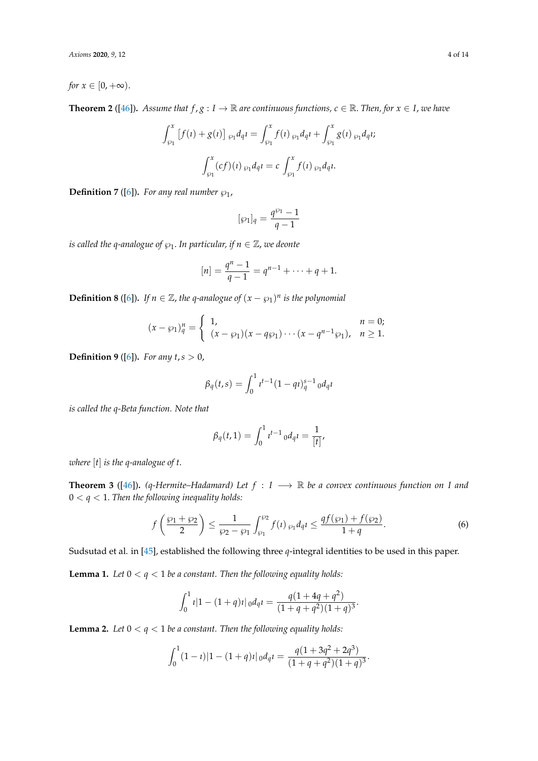for $x \in [0, +\infty)$.

**Theorem 2** ([46]). *Assume that $f, g : I \to \mathbb{R}$ are continuous functions, $c \in \mathbb{R}$. Then, for $x \in I$, we have*

$$\int_{\wp_1}^{x} \left[f(\imath) + g(\imath)\right] {}_{\wp_1}d_q\imath = \int_{\wp_1}^{x} f(\imath) {}_{\wp_1}d_q\imath + \int_{\wp_1}^{x} g(\imath) {}_{\wp_1}d_q\imath;$$

$$\int_{\wp_1}^{x} (cf)(\imath) {}_{\wp_1}d_q\imath = c \int_{\wp_1}^{x} f(\imath) {}_{\wp_1}d_q\imath.$$

**Definition 7** ([6]). *For any real number $\wp_1$,*

$$[\wp_1]_q = \frac{q^{\wp_1} - 1}{q - 1}$$

*is called the q-analogue of $\wp_1$. In particular, if $n \in \mathbb{Z}$, we deonte*

$$[n] = \frac{q^n - 1}{q - 1} = q^{n-1} + \cdots + q + 1.$$

**Definition 8** ([6]). *If $n \in \mathbb{Z}$, the q-analogue of $(x - \wp_1)^n$ is the polynomial*

$$(x - \wp_1)_q^n = \begin{cases} 1, & n = 0; \\ (x - \wp_1)(x - q\wp_1) \cdots (x - q^{n-1}\wp_1), & n \geq 1. \end{cases}$$

**Definition 9** ([6]). *For any $t, s > 0$,*

$$\beta_q(t, s) = \int_0^1 \imath^{t-1}(1 - q\imath)_q^{s-1} {}_0d_q\imath$$

*is called the q-Beta function. Note that*

$$\beta_q(t, 1) = \int_0^1 \imath^{t-1} {}_0d_q\imath = \frac{1}{[t]},$$

*where $[t]$ is the q-analogue of t.*

**Theorem 3** ([46]). *(q-Hermite–Hadamard) Let $f : I \longrightarrow \mathbb{R}$ be a convex continuous function on I and $0 < q < 1$. Then the following inequality holds:*

$$f\left(\frac{\wp_1 + \wp_2}{2}\right) \leq \frac{1}{\wp_2 - \wp_1} \int_{\wp_1}^{\wp_2} f(\imath) {}_{\wp_1}d_q\imath \leq \frac{qf(\wp_1) + f(\wp_2)}{1 + q}. \tag{6}$$

Sudsutad et al. in [45], established the following three $q$-integral identities to be used in this paper.

**Lemma 1.** *Let $0 < q < 1$ be a constant. Then the following equality holds:*

$$\int_0^1 \imath|1 - (1 + q)\imath| {}_0d_q\imath = \frac{q(1 + 4q + q^2)}{(1 + q + q^2)(1 + q)^3}.$$

**Lemma 2.** *Let $0 < q < 1$ be a constant. Then the following equality holds:*

$$\int_0^1 (1 - \imath)|1 - (1 + q)\imath| {}_0d_q\imath = \frac{q(1 + 3q^2 + 2q^3)}{(1 + q + q^2)(1 + q)^3}.$$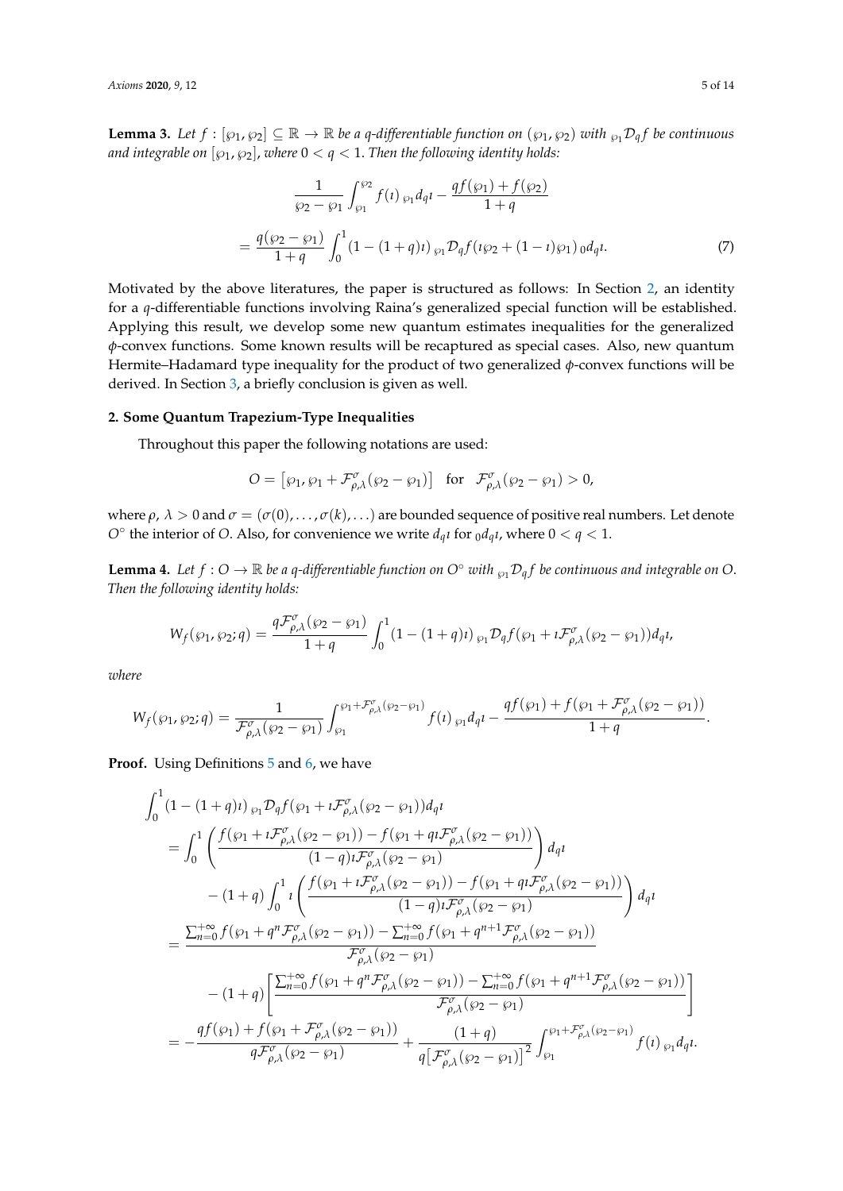**Lemma 3.** *Let $f : [\wp_1, \wp_2] \subseteq \mathbb{R} \to \mathbb{R}$ be a q-differentiable function on $(\wp_1, \wp_2)$ with ${}_{\wp_1}\mathcal{D}_q f$ be continuous and integrable on $[\wp_1, \wp_2]$, where $0 < q < 1$. Then the following identity holds:*

$$
\begin{aligned}
&\frac{1}{\wp_2 - \wp_1} \int_{\wp_1}^{\wp_2} f(\imath)\, {}_{\wp_1}d_q\imath - \frac{qf(\wp_1) + f(\wp_2)}{1+q} \\
&= \frac{q(\wp_2 - \wp_1)}{1+q} \int_0^1 (1 - (1+q)\imath)\, {}_{\wp_1}\mathcal{D}_q f(\imath\wp_2 + (1-\imath)\wp_1)\, {}_0d_q\imath. \qquad (7)
\end{aligned}
$$

Motivated by the above literatures, the paper is structured as follows: In Section 2, an identity for a $q$-differentiable functions involving Raina's generalized special function will be established. Applying this result, we develop some new quantum estimates inequalities for the generalized $\phi$-convex functions. Some known results will be recaptured as special cases. Also, new quantum Hermite–Hadamard type inequality for the product of two generalized $\phi$-convex functions will be derived. In Section 3, a briefly conclusion is given as well.

## 2. Some Quantum Trapezium-Type Inequalities

Throughout this paper the following notations are used:

$$
O = \left[\wp_1, \wp_1 + \mathcal{F}^{\sigma}_{\rho,\lambda}(\wp_2 - \wp_1)\right] \quad \text{for} \quad \mathcal{F}^{\sigma}_{\rho,\lambda}(\wp_2 - \wp_1) > 0,
$$

where $\rho$, $\lambda > 0$ and $\sigma = (\sigma(0), \ldots, \sigma(k), \ldots)$ are bounded sequence of positive real numbers. Let denote $O^{\circ}$ the interior of $O$. Also, for convenience we write $d_q\imath$ for ${}_0d_q\imath$, where $0 < q < 1$.

**Lemma 4.** *Let $f : O \to \mathbb{R}$ be a q-differentiable function on $O^{\circ}$ with ${}_{\wp_1}\mathcal{D}_q f$ be continuous and integrable on $O$. Then the following identity holds:*

$$
W_f(\wp_1, \wp_2; q) = \frac{q\mathcal{F}^{\sigma}_{\rho,\lambda}(\wp_2 - \wp_1)}{1+q} \int_0^1 (1 - (1+q)\imath)\, {}_{\wp_1}\mathcal{D}_q f(\wp_1 + \imath\mathcal{F}^{\sigma}_{\rho,\lambda}(\wp_2 - \wp_1))d_q\imath,
$$

*where*

$$
W_f(\wp_1, \wp_2; q) = \frac{1}{\mathcal{F}^{\sigma}_{\rho,\lambda}(\wp_2 - \wp_1)} \int_{\wp_1}^{\wp_1 + \mathcal{F}^{\sigma}_{\rho,\lambda}(\wp_2 - \wp_1)} f(\imath)\, {}_{\wp_1}d_q\imath - \frac{qf(\wp_1) + f(\wp_1 + \mathcal{F}^{\sigma}_{\rho,\lambda}(\wp_2 - \wp_1))}{1+q}.
$$

**Proof.** Using Definitions 5 and 6, we have

$$
\begin{aligned}
&\int_0^1 (1 - (1+q)\imath)\, {}_{\wp_1}\mathcal{D}_q f(\wp_1 + \imath\mathcal{F}^{\sigma}_{\rho,\lambda}(\wp_2 - \wp_1))d_q\imath \\
&= \int_0^1 \left( \frac{f(\wp_1 + \imath\mathcal{F}^{\sigma}_{\rho,\lambda}(\wp_2 - \wp_1)) - f(\wp_1 + q\imath\mathcal{F}^{\sigma}_{\rho,\lambda}(\wp_2 - \wp_1))}{(1-q)\imath\mathcal{F}^{\sigma}_{\rho,\lambda}(\wp_2 - \wp_1)} \right) d_q\imath \\
&\quad - (1+q) \int_0^1 \imath \left( \frac{f(\wp_1 + \imath\mathcal{F}^{\sigma}_{\rho,\lambda}(\wp_2 - \wp_1)) - f(\wp_1 + q\imath\mathcal{F}^{\sigma}_{\rho,\lambda}(\wp_2 - \wp_1))}{(1-q)\imath\mathcal{F}^{\sigma}_{\rho,\lambda}(\wp_2 - \wp_1)} \right) d_q\imath \\
&= \frac{\sum_{n=0}^{+\infty} f(\wp_1 + q^n\mathcal{F}^{\sigma}_{\rho,\lambda}(\wp_2 - \wp_1)) - \sum_{n=0}^{+\infty} f(\wp_1 + q^{n+1}\mathcal{F}^{\sigma}_{\rho,\lambda}(\wp_2 - \wp_1))}{\mathcal{F}^{\sigma}_{\rho,\lambda}(\wp_2 - \wp_1)} \\
&\quad - (1+q) \left[ \frac{\sum_{n=0}^{+\infty} f(\wp_1 + q^n\mathcal{F}^{\sigma}_{\rho,\lambda}(\wp_2 - \wp_1)) - \sum_{n=0}^{+\infty} f(\wp_1 + q^{n+1}\mathcal{F}^{\sigma}_{\rho,\lambda}(\wp_2 - \wp_1))}{\mathcal{F}^{\sigma}_{\rho,\lambda}(\wp_2 - \wp_1)} \right] \\
&= -\frac{qf(\wp_1) + f(\wp_1 + \mathcal{F}^{\sigma}_{\rho,\lambda}(\wp_2 - \wp_1))}{q\mathcal{F}^{\sigma}_{\rho,\lambda}(\wp_2 - \wp_1)} + \frac{(1+q)}{q\left[\mathcal{F}^{\sigma}_{\rho,\lambda}(\wp_2 - \wp_1)\right]^2} \int_{\wp_1}^{\wp_1 + \mathcal{F}^{\sigma}_{\rho,\lambda}(\wp_2 - \wp_1)} f(\imath)\, {}_{\wp_1}d_q\imath.
\end{aligned}
$$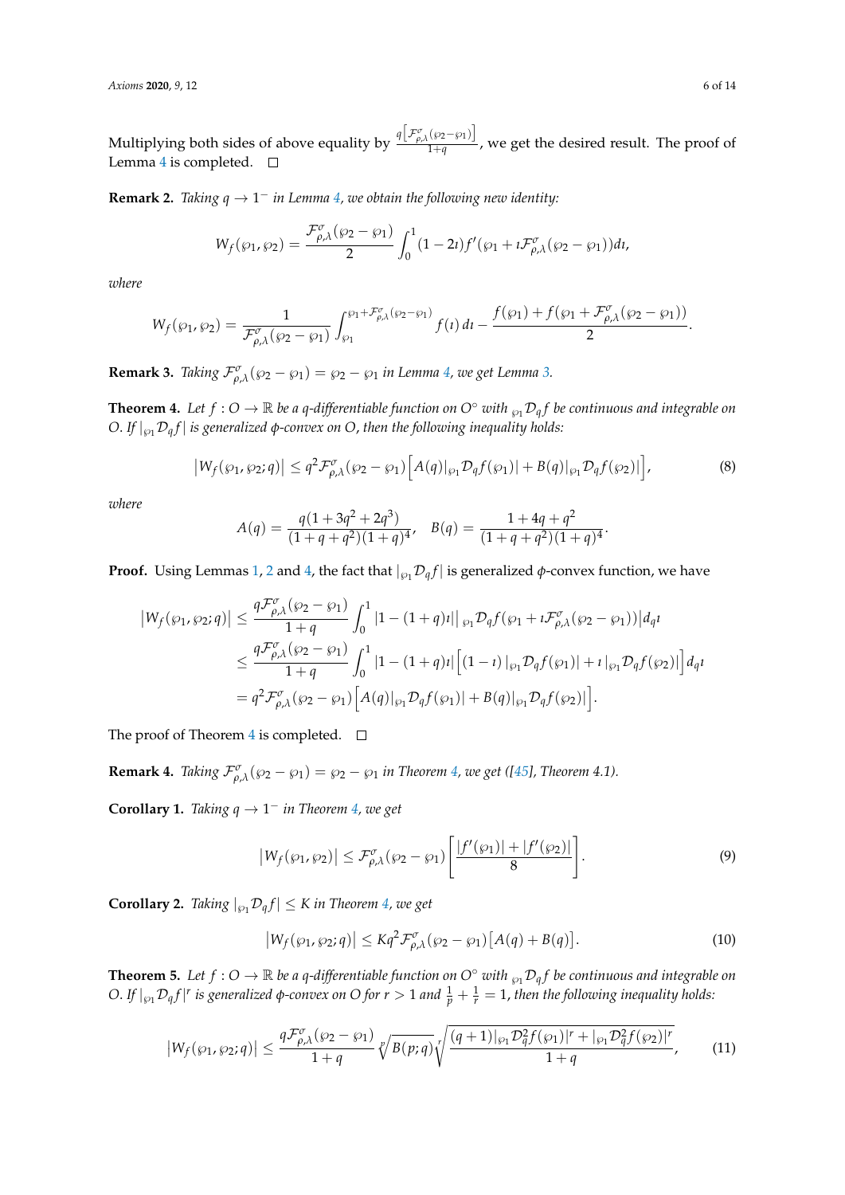Multiplying both sides of above equality by $\frac{q\left[\mathcal{F}^{\sigma}_{\rho,\lambda}(\wp_2-\wp_1)\right]}{1+q}$, we get the desired result. The proof of Lemma 4 is completed. □

**Remark 2.** *Taking $q \to 1^-$ in Lemma 4, we obtain the following new identity:*

$$W_f(\wp_1,\wp_2) = \frac{\mathcal{F}^{\sigma}_{\rho,\lambda}(\wp_2-\wp_1)}{2}\int_0^1 (1-2\imath)f'(\wp_1+\imath\mathcal{F}^{\sigma}_{\rho,\lambda}(\wp_2-\wp_1))d\imath,$$

*where*

$$W_f(\wp_1,\wp_2) = \frac{1}{\mathcal{F}^{\sigma}_{\rho,\lambda}(\wp_2-\wp_1)}\int_{\wp_1}^{\wp_1+\mathcal{F}^{\sigma}_{\rho,\lambda}(\wp_2-\wp_1)} f(\imath)\,d\imath - \frac{f(\wp_1)+f(\wp_1+\mathcal{F}^{\sigma}_{\rho,\lambda}(\wp_2-\wp_1))}{2}.$$

**Remark 3.** *Taking $\mathcal{F}^{\sigma}_{\rho,\lambda}(\wp_2-\wp_1) = \wp_2-\wp_1$ in Lemma 4, we get Lemma 3.*

**Theorem 4.** *Let $f: O \to \mathbb{R}$ be a q-differentiable function on $O^\circ$ with ${}_{\wp_1}\mathcal{D}_q f$ be continuous and integrable on $O$. If $|{}_{\wp_1}\mathcal{D}_q f|$ is generalized $\phi$-convex on $O$, then the following inequality holds:*

$$\left|W_f(\wp_1,\wp_2;q)\right| \le q^2\mathcal{F}^{\sigma}_{\rho,\lambda}(\wp_2-\wp_1)\Big[A(q)|{}_{\wp_1}\mathcal{D}_q f(\wp_1)| + B(q)|{}_{\wp_1}\mathcal{D}_q f(\wp_2)|\Big], \tag{8}$$

*where*

$$A(q) = \frac{q(1+3q^2+2q^3)}{(1+q+q^2)(1+q)^4}, \quad B(q) = \frac{1+4q+q^2}{(1+q+q^2)(1+q)^4}.$$

**Proof.** Using Lemmas 1, 2 and 4, the fact that $|{}_{\wp_1}\mathcal{D}_q f|$ is generalized $\phi$-convex function, we have

$$\begin{aligned}
\left|W_f(\wp_1,\wp_2;q)\right| &\le \frac{q\mathcal{F}^{\sigma}_{\rho,\lambda}(\wp_2-\wp_1)}{1+q}\int_0^1 |1-(1+q)\imath|\left|{}_{\wp_1}\mathcal{D}_q f(\wp_1+\imath\mathcal{F}^{\sigma}_{\rho,\lambda}(\wp_2-\wp_1))\right|d_q\imath \\
&\le \frac{q\mathcal{F}^{\sigma}_{\rho,\lambda}(\wp_2-\wp_1)}{1+q}\int_0^1 |1-(1+q)\imath|\Big[(1-\imath)\,|{}_{\wp_1}\mathcal{D}_q f(\wp_1)| + \imath\,|{}_{\wp_1}\mathcal{D}_q f(\wp_2)|\Big]d_q\imath \\
&= q^2\mathcal{F}^{\sigma}_{\rho,\lambda}(\wp_2-\wp_1)\Big[A(q)|{}_{\wp_1}\mathcal{D}_q f(\wp_1)| + B(q)|{}_{\wp_1}\mathcal{D}_q f(\wp_2)|\Big].
\end{aligned}$$

The proof of Theorem 4 is completed. □

**Remark 4.** *Taking $\mathcal{F}^{\sigma}_{\rho,\lambda}(\wp_2-\wp_1) = \wp_2-\wp_1$ in Theorem 4, we get ([45], Theorem 4.1).*

**Corollary 1.** *Taking $q \to 1^-$ in Theorem 4, we get*

$$\left|W_f(\wp_1,\wp_2)\right| \le \mathcal{F}^{\sigma}_{\rho,\lambda}(\wp_2-\wp_1)\left[\frac{|f'(\wp_1)|+|f'(\wp_2)|}{8}\right]. \tag{9}$$

**Corollary 2.** *Taking $|{}_{\wp_1}\mathcal{D}_q f| \le K$ in Theorem 4, we get*

$$\left|W_f(\wp_1,\wp_2;q)\right| \le Kq^2\mathcal{F}^{\sigma}_{\rho,\lambda}(\wp_2-\wp_1)\big[A(q)+B(q)\big]. \tag{10}$$

**Theorem 5.** *Let $f: O \to \mathbb{R}$ be a q-differentiable function on $O^\circ$ with ${}_{\wp_1}\mathcal{D}_q f$ be continuous and integrable on $O$. If $|{}_{\wp_1}\mathcal{D}_q f|^r$ is generalized $\phi$-convex on $O$ for $r > 1$ and $\frac{1}{p}+\frac{1}{r} = 1$, then the following inequality holds:*

$$\left|W_f(\wp_1,\wp_2;q)\right| \le \frac{q\mathcal{F}^{\sigma}_{\rho,\lambda}(\wp_2-\wp_1)}{1+q}\sqrt[p]{B(p;q)}\sqrt[r]{\frac{(q+1)|{}_{\wp_1}\mathcal{D}_q^2 f(\wp_1)|^r + |{}_{\wp_1}\mathcal{D}_q^2 f(\wp_2)|^r}{1+q}}, \tag{11}$$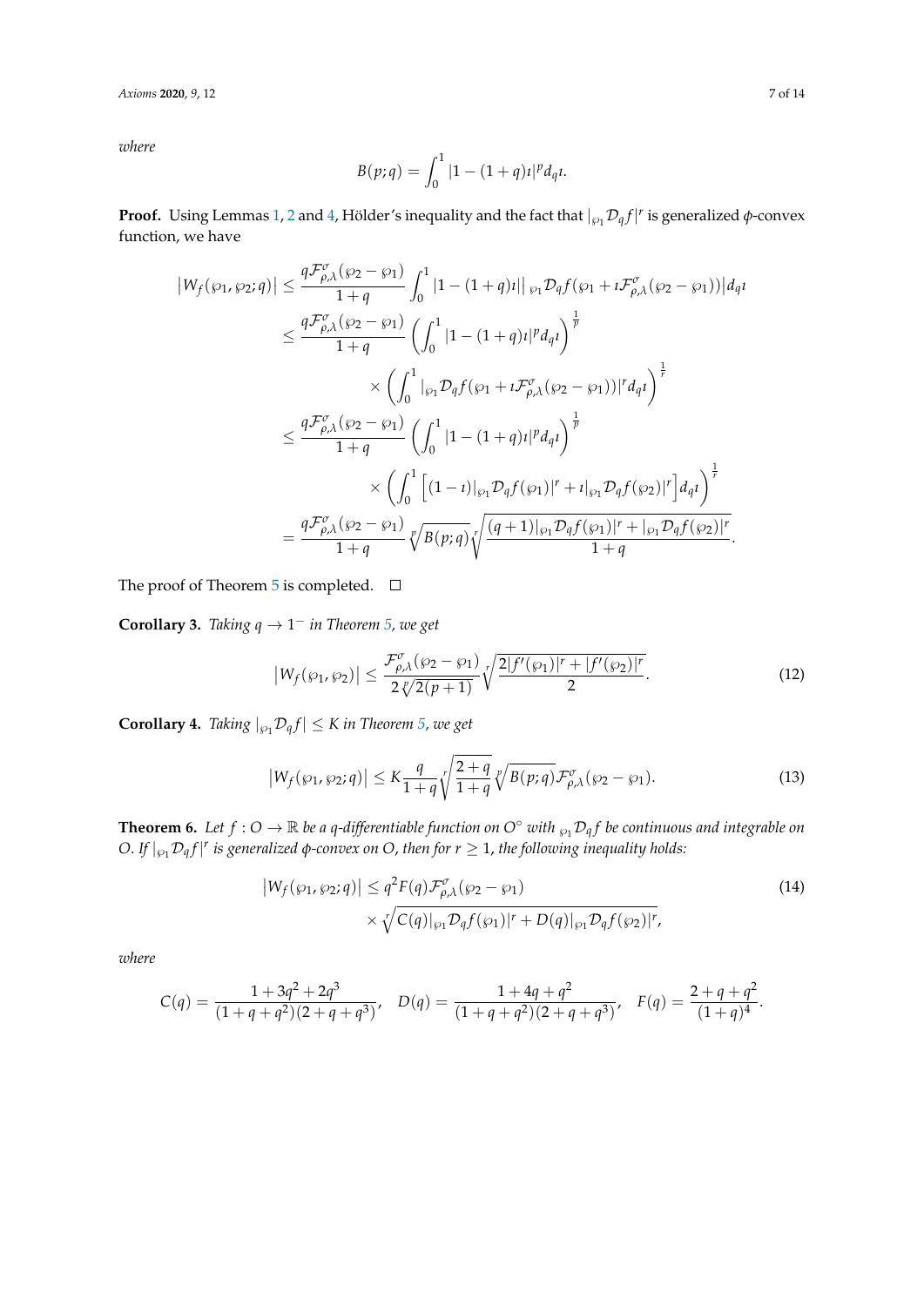*where*

$$B(p;q) = \int_0^1 |1-(1+q)\imath|^p d_q\imath.$$

**Proof.** Using Lemmas 1, 2 and 4, Hölder's inequality and the fact that $|_{\wp_1}\mathcal{D}_q f|^r$ is generalized $\phi$-convex function, we have

$$\begin{aligned}
\left|W_f(\wp_1,\wp_2;q)\right| &\leq \frac{q\mathcal{F}^{\sigma}_{\rho,\lambda}(\wp_2-\wp_1)}{1+q}\int_0^1 |1-(1+q)\imath|\left|{}_{\wp_1}\mathcal{D}_q f(\wp_1+\imath\mathcal{F}^{\sigma}_{\rho,\lambda}(\wp_2-\wp_1))\right|d_q\imath \\
&\leq \frac{q\mathcal{F}^{\sigma}_{\rho,\lambda}(\wp_2-\wp_1)}{1+q}\left(\int_0^1 |1-(1+q)\imath|^p d_q\imath\right)^{\frac{1}{p}} \\
&\quad\times\left(\int_0^1 |{}_{\wp_1}\mathcal{D}_q f(\wp_1+\imath\mathcal{F}^{\sigma}_{\rho,\lambda}(\wp_2-\wp_1))|^r d_q\imath\right)^{\frac{1}{r}} \\
&\leq \frac{q\mathcal{F}^{\sigma}_{\rho,\lambda}(\wp_2-\wp_1)}{1+q}\left(\int_0^1 |1-(1+q)\imath|^p d_q\imath\right)^{\frac{1}{p}} \\
&\quad\times\left(\int_0^1 \left[(1-\imath)|{}_{\wp_1}\mathcal{D}_q f(\wp_1)|^r+\imath|{}_{\wp_1}\mathcal{D}_q f(\wp_2)|^r\right]d_q\imath\right)^{\frac{1}{r}} \\
&= \frac{q\mathcal{F}^{\sigma}_{\rho,\lambda}(\wp_2-\wp_1)}{1+q}\sqrt[p]{B(p;q)}\sqrt[r]{\frac{(q+1)|{}_{\wp_1}\mathcal{D}_q f(\wp_1)|^r+|{}_{\wp_1}\mathcal{D}_q f(\wp_2)|^r}{1+q}}.
\end{aligned}$$

The proof of Theorem 5 is completed. □

**Corollary 3.** *Taking $q\to 1^-$ in Theorem 5, we get*

$$\left|W_f(\wp_1,\wp_2)\right| \leq \frac{\mathcal{F}^{\sigma}_{\rho,\lambda}(\wp_2-\wp_1)}{2\sqrt[p]{2(p+1)}}\sqrt[r]{\frac{2|f'(\wp_1)|^r+|f'(\wp_2)|^r}{2}}. \tag{12}$$

**Corollary 4.** *Taking $|_{\wp_1}\mathcal{D}_q f|\leq K$ in Theorem 5, we get*

$$\left|W_f(\wp_1,\wp_2;q)\right| \leq K\frac{q}{1+q}\sqrt[r]{\frac{2+q}{1+q}}\sqrt[p]{B(p;q)}\mathcal{F}^{\sigma}_{\rho,\lambda}(\wp_2-\wp_1). \tag{13}$$

**Theorem 6.** *Let $f: O\to\mathbb{R}$ be a q-differentiable function on $O^\circ$ with ${}_{\wp_1}\mathcal{D}_q f$ be continuous and integrable on $O$. If $|_{\wp_1}\mathcal{D}_q f|^r$ is generalized $\phi$-convex on $O$, then for $r\geq 1$, the following inequality holds:*

$$\begin{aligned}
\left|W_f(\wp_1,\wp_2;q)\right| &\leq q^2F(q)\mathcal{F}^{\sigma}_{\rho,\lambda}(\wp_2-\wp_1) \\
&\quad\times\sqrt[r]{C(q)|{}_{\wp_1}\mathcal{D}_q f(\wp_1)|^r+D(q)|{}_{\wp_1}\mathcal{D}_q f(\wp_2)|^r},
\end{aligned} \tag{14}$$

*where*

$$C(q)=\frac{1+3q^2+2q^3}{(1+q+q^2)(2+q+q^3)},\quad D(q)=\frac{1+4q+q^2}{(1+q+q^2)(2+q+q^3)},\quad F(q)=\frac{2+q+q^2}{(1+q)^4}.$$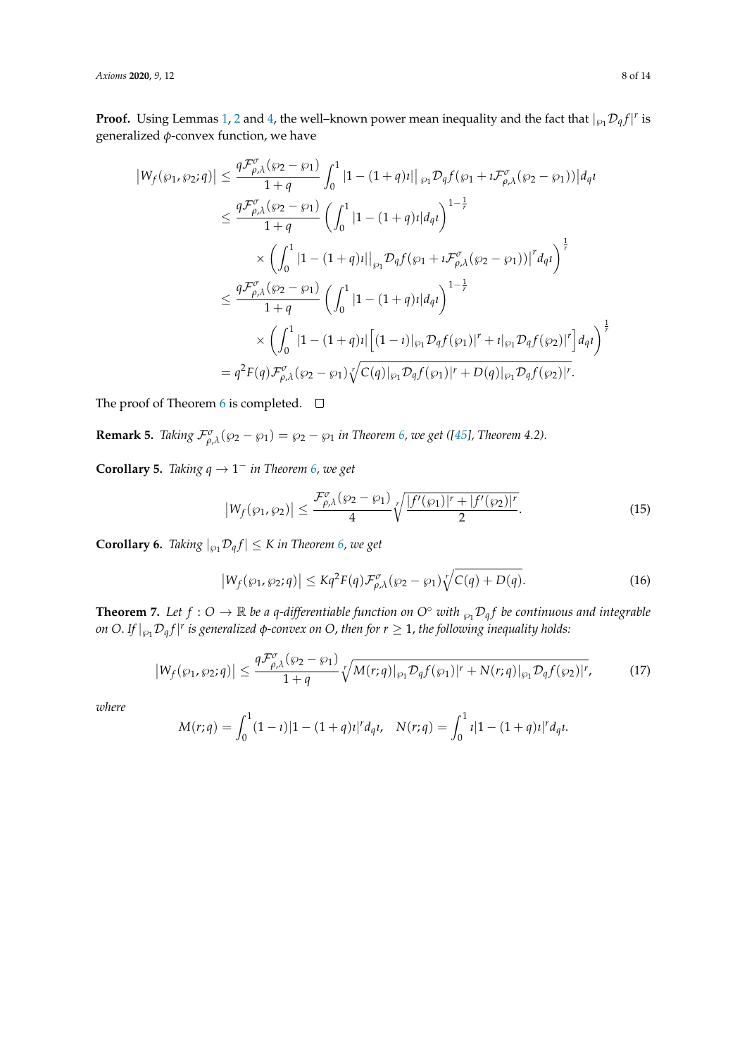**Proof.** Using Lemmas 1, 2 and 4, the well–known power mean inequality and the fact that $|_{\wp_1}\mathcal{D}_q f|^r$ is generalized $\phi$-convex function, we have

$$
\begin{aligned}
\left|W_f(\wp_1, \wp_2; q)\right| &\leq \frac{q\mathcal{F}^{\sigma}_{\rho,\lambda}(\wp_2 - \wp_1)}{1+q} \int_0^1 |1-(1+q)\imath| \left|{}_{\wp_1}\mathcal{D}_q f(\wp_1 + \imath\mathcal{F}^{\sigma}_{\rho,\lambda}(\wp_2 - \wp_1))\right| d_q\imath \\
&\leq \frac{q\mathcal{F}^{\sigma}_{\rho,\lambda}(\wp_2 - \wp_1)}{1+q} \left(\int_0^1 |1-(1+q)\imath| d_q\imath\right)^{1-\frac{1}{r}} \\
&\quad \times \left(\int_0^1 |1-(1+q)\imath| \left|{}_{\wp_1}\mathcal{D}_q f(\wp_1 + \imath\mathcal{F}^{\sigma}_{\rho,\lambda}(\wp_2 - \wp_1))\right|^r d_q\imath\right)^{\frac{1}{r}} \\
&\leq \frac{q\mathcal{F}^{\sigma}_{\rho,\lambda}(\wp_2 - \wp_1)}{1+q} \left(\int_0^1 |1-(1+q)\imath| d_q\imath\right)^{1-\frac{1}{r}} \\
&\quad \times \left(\int_0^1 |1-(1+q)\imath| \left[(1-\imath)|_{\wp_1}\mathcal{D}_q f(\wp_1)|^r + \imath|_{\wp_1}\mathcal{D}_q f(\wp_2)|^r\right] d_q\imath\right)^{\frac{1}{r}} \\
&= q^2 F(q)\mathcal{F}^{\sigma}_{\rho,\lambda}(\wp_2 - \wp_1) \sqrt[r]{C(q)|_{\wp_1}\mathcal{D}_q f(\wp_1)|^r + D(q)|_{\wp_1}\mathcal{D}_q f(\wp_2)|^r}.
\end{aligned}
$$

The proof of Theorem 6 is completed. □

**Remark 5.** *Taking $\mathcal{F}^{\sigma}_{\rho,\lambda}(\wp_2 - \wp_1) = \wp_2 - \wp_1$ in Theorem 6, we get ([45], Theorem 4.2).*

**Corollary 5.** *Taking $q \to 1^-$ in Theorem 6, we get*

$$
\left|W_f(\wp_1, \wp_2)\right| \leq \frac{\mathcal{F}^{\sigma}_{\rho,\lambda}(\wp_2 - \wp_1)}{4} \sqrt[r]{\frac{|f'(\wp_1)|^r + |f'(\wp_2)|^r}{2}}. \tag{15}
$$

**Corollary 6.** *Taking $|_{\wp_1}\mathcal{D}_q f| \leq K$ in Theorem 6, we get*

$$
\left|W_f(\wp_1, \wp_2; q)\right| \leq Kq^2 F(q)\mathcal{F}^{\sigma}_{\rho,\lambda}(\wp_2 - \wp_1) \sqrt[r]{C(q) + D(q)}. \tag{16}
$$

**Theorem 7.** *Let $f : O \to \mathbb{R}$ be a q-differentiable function on $O^{\circ}$ with ${}_{\wp_1}\mathcal{D}_q f$ be continuous and integrable on $O$. If $|_{\wp_1}\mathcal{D}_q f|^r$ is generalized $\phi$-convex on $O$, then for $r \geq 1$, the following inequality holds:*

$$
\left|W_f(\wp_1, \wp_2; q)\right| \leq \frac{q\mathcal{F}^{\sigma}_{\rho,\lambda}(\wp_2 - \wp_1)}{1+q} \sqrt[r]{M(r;q)|_{\wp_1}\mathcal{D}_q f(\wp_1)|^r + N(r;q)|_{\wp_1}\mathcal{D}_q f(\wp_2)|^r}, \tag{17}
$$

*where*

$$
M(r;q) = \int_0^1 (1-\imath)|1-(1+q)\imath|^r d_q\imath, \quad N(r;q) = \int_0^1 \imath|1-(1+q)\imath|^r d_q\imath.
$$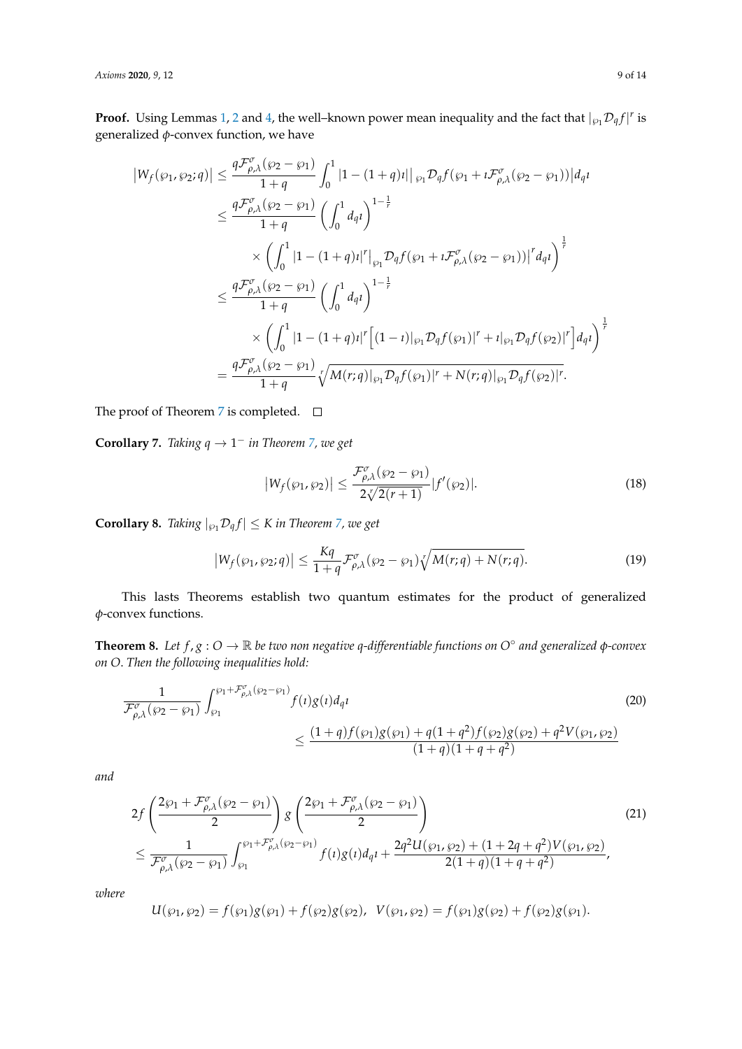**Proof.** Using Lemmas 1, 2 and 4, the well–known power mean inequality and the fact that $|_{\wp_1}\mathcal{D}_q f|^r$ is generalized $\phi$-convex function, we have

$$
\begin{aligned}
\left|W_f(\wp_1, \wp_2; q)\right| &\leq \frac{q\mathcal{F}^{\sigma}_{\rho,\lambda}(\wp_2 - \wp_1)}{1+q} \int_0^1 |1-(1+q)\imath| \left|\, {}_{\wp_1}\mathcal{D}_q f(\wp_1 + \imath \mathcal{F}^{\sigma}_{\rho,\lambda}(\wp_2 - \wp_1))\right| d_q\imath \\
&\leq \frac{q\mathcal{F}^{\sigma}_{\rho,\lambda}(\wp_2 - \wp_1)}{1+q} \left(\int_0^1 d_q\imath\right)^{1-\frac{1}{r}} \\
&\quad \times \left(\int_0^1 |1-(1+q)\imath|^r \left|_{\wp_1}\mathcal{D}_q f(\wp_1 + \imath \mathcal{F}^{\sigma}_{\rho,\lambda}(\wp_2 - \wp_1))\right|^r d_q\imath\right)^{\frac{1}{r}} \\
&\leq \frac{q\mathcal{F}^{\sigma}_{\rho,\lambda}(\wp_2 - \wp_1)}{1+q} \left(\int_0^1 d_q\imath\right)^{1-\frac{1}{r}} \\
&\quad \times \left(\int_0^1 |1-(1+q)\imath|^r \Big[(1-\imath)|_{\wp_1}\mathcal{D}_q f(\wp_1)|^r + \imath |_{\wp_1}\mathcal{D}_q f(\wp_2)|^r\Big] d_q\imath\right)^{\frac{1}{r}} \\
&= \frac{q\mathcal{F}^{\sigma}_{\rho,\lambda}(\wp_2 - \wp_1)}{1+q} \sqrt[r]{M(r;q)|_{\wp_1}\mathcal{D}_q f(\wp_1)|^r + N(r;q)|_{\wp_1}\mathcal{D}_q f(\wp_2)|^r}.
\end{aligned}
$$

The proof of Theorem 7 is completed. □

**Corollary 7.** *Taking $q \to 1^-$ in Theorem 7, we get*

$$
\left|W_f(\wp_1, \wp_2)\right| \leq \frac{\mathcal{F}^{\sigma}_{\rho,\lambda}(\wp_2 - \wp_1)}{2\sqrt[r]{2(r+1)}} |f'(\wp_2)|. \tag{18}
$$

**Corollary 8.** *Taking $|_{\wp_1}\mathcal{D}_q f| \leq K$ in Theorem 7, we get*

$$
\left|W_f(\wp_1, \wp_2; q)\right| \leq \frac{Kq}{1+q} \mathcal{F}^{\sigma}_{\rho,\lambda}(\wp_2 - \wp_1) \sqrt[r]{M(r;q) + N(r;q)}. \tag{19}
$$

This lasts Theorems establish two quantum estimates for the product of generalized $\phi$-convex functions.

**Theorem 8.** *Let $f, g : O \to \mathbb{R}$ be two non negative q-differentiable functions on $O^\circ$ and generalized $\phi$-convex on $O$. Then the following inequalities hold:*

$$
\begin{aligned}
\frac{1}{\mathcal{F}^{\sigma}_{\rho,\lambda}(\wp_2 - \wp_1)} &\int_{\wp_1}^{\wp_1 + \mathcal{F}^{\sigma}_{\rho,\lambda}(\wp_2 - \wp_1)} f(\imath) g(\imath) d_q\imath \\
&\leq \frac{(1+q) f(\wp_1) g(\wp_1) + q(1+q^2) f(\wp_2) g(\wp_2) + q^2 V(\wp_1, \wp_2)}{(1+q)(1+q+q^2)}
\end{aligned} \tag{20}
$$

*and*

$$
\begin{aligned}
&2f\left(\frac{2\wp_1 + \mathcal{F}^{\sigma}_{\rho,\lambda}(\wp_2 - \wp_1)}{2}\right) g\left(\frac{2\wp_1 + \mathcal{F}^{\sigma}_{\rho,\lambda}(\wp_2 - \wp_1)}{2}\right) \\
&\leq \frac{1}{\mathcal{F}^{\sigma}_{\rho,\lambda}(\wp_2 - \wp_1)} \int_{\wp_1}^{\wp_1 + \mathcal{F}^{\sigma}_{\rho,\lambda}(\wp_2 - \wp_1)} f(\imath) g(\imath) d_q\imath + \frac{2q^2 U(\wp_1, \wp_2) + (1+2q+q^2) V(\wp_1, \wp_2)}{2(1+q)(1+q+q^2)},
\end{aligned} \tag{21}
$$

*where*

$$
U(\wp_1, \wp_2) = f(\wp_1) g(\wp_1) + f(\wp_2) g(\wp_2), \quad V(\wp_1, \wp_2) = f(\wp_1) g(\wp_2) + f(\wp_2) g(\wp_1).
$$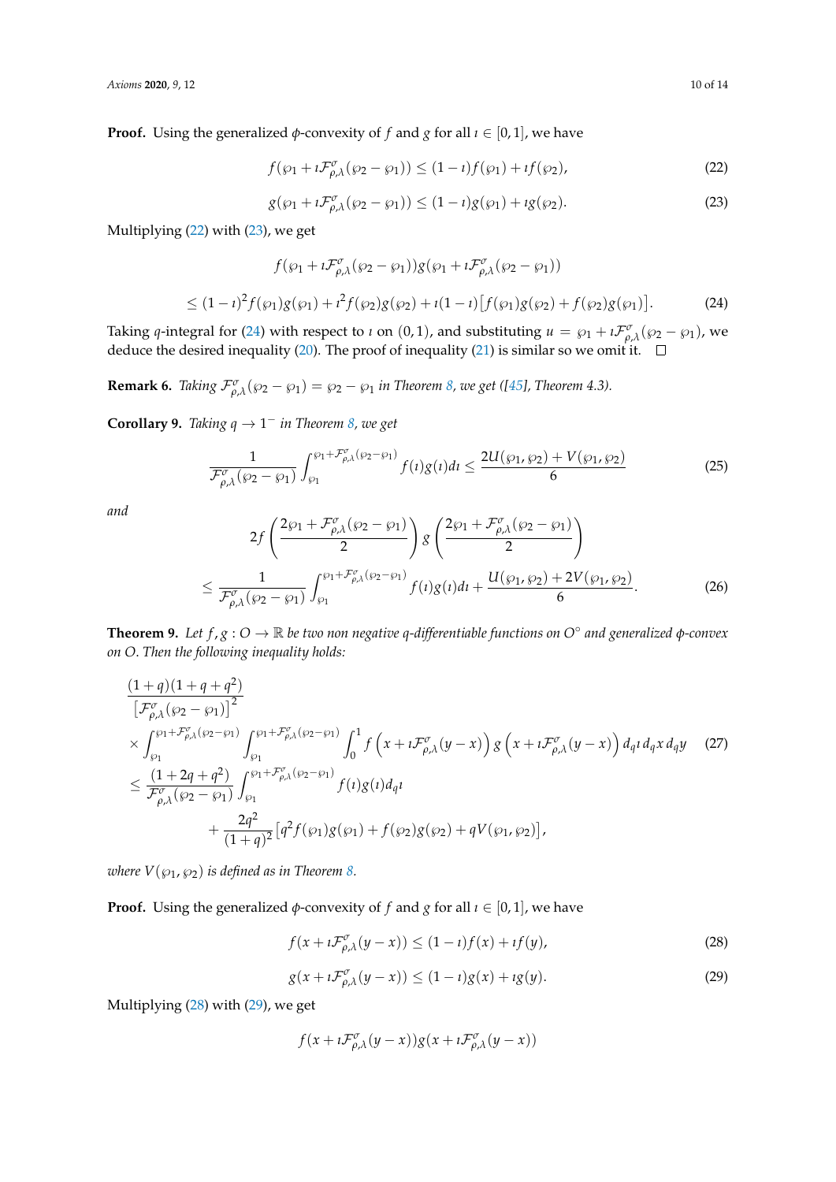**Proof.** Using the generalized $\phi$-convexity of $f$ and $g$ for all $\imath \in [0,1]$, we have

$$f(\wp_1 + \imath \mathcal{F}^{\sigma}_{\rho,\lambda}(\wp_2 - \wp_1)) \leq (1-\imath) f(\wp_1) + \imath f(\wp_2), \tag{22}$$

$$g(\wp_1 + \imath \mathcal{F}^{\sigma}_{\rho,\lambda}(\wp_2 - \wp_1)) \leq (1-\imath) g(\wp_1) + \imath g(\wp_2). \tag{23}$$

Multiplying (22) with (23), we get

$$\begin{aligned} & f(\wp_1 + \imath \mathcal{F}^{\sigma}_{\rho,\lambda}(\wp_2 - \wp_1)) g(\wp_1 + \imath \mathcal{F}^{\sigma}_{\rho,\lambda}(\wp_2 - \wp_1)) \\ \leq\ & (1-\imath)^2 f(\wp_1) g(\wp_1) + \imath^2 f(\wp_2) g(\wp_2) + \imath(1-\imath)\left[f(\wp_1) g(\wp_2) + f(\wp_2) g(\wp_1)\right]. \end{aligned} \tag{24}$$

Taking $q$-integral for (24) with respect to $\imath$ on $(0,1)$, and substituting $u = \wp_1 + \imath \mathcal{F}^{\sigma}_{\rho,\lambda}(\wp_2 - \wp_1)$, we deduce the desired inequality (20). The proof of inequality (21) is similar so we omit it. $\square$

**Remark 6.** *Taking $\mathcal{F}^{\sigma}_{\rho,\lambda}(\wp_2 - \wp_1) = \wp_2 - \wp_1$ in Theorem 8, we get ([45], Theorem 4.3).*

**Corollary 9.** *Taking $q \to 1^-$ in Theorem 8, we get*

$$\frac{1}{\mathcal{F}^{\sigma}_{\rho,\lambda}(\wp_2 - \wp_1)} \int_{\wp_1}^{\wp_1 + \mathcal{F}^{\sigma}_{\rho,\lambda}(\wp_2 - \wp_1)} f(\imath) g(\imath) d\imath \leq \frac{2U(\wp_1, \wp_2) + V(\wp_1, \wp_2)}{6} \tag{25}$$

*and*

$$\begin{aligned} & 2f\left(\frac{2\wp_1 + \mathcal{F}^{\sigma}_{\rho,\lambda}(\wp_2 - \wp_1)}{2}\right) g\left(\frac{2\wp_1 + \mathcal{F}^{\sigma}_{\rho,\lambda}(\wp_2 - \wp_1)}{2}\right) \\ \leq\ & \frac{1}{\mathcal{F}^{\sigma}_{\rho,\lambda}(\wp_2 - \wp_1)} \int_{\wp_1}^{\wp_1 + \mathcal{F}^{\sigma}_{\rho,\lambda}(\wp_2 - \wp_1)} f(\imath) g(\imath) d\imath + \frac{U(\wp_1, \wp_2) + 2V(\wp_1, \wp_2)}{6}. \end{aligned} \tag{26}$$

**Theorem 9.** *Let $f, g : O \to \mathbb{R}$ be two non negative $q$-differentiable functions on $O^{\circ}$ and generalized $\phi$-convex on $O$. Then the following inequality holds:*

$$\begin{aligned} & \frac{(1+q)(1+q+q^2)}{\left[\mathcal{F}^{\sigma}_{\rho,\lambda}(\wp_2 - \wp_1)\right]^2} \\ & \times \int_{\wp_1}^{\wp_1 + \mathcal{F}^{\sigma}_{\rho,\lambda}(\wp_2 - \wp_1)} \int_{\wp_1}^{\wp_1 + \mathcal{F}^{\sigma}_{\rho,\lambda}(\wp_2 - \wp_1)} \int_0^1 f\left(x + \imath \mathcal{F}^{\sigma}_{\rho,\lambda}(y - x)\right) g\left(x + \imath \mathcal{F}^{\sigma}_{\rho,\lambda}(y - x)\right) d_q\imath\, d_q x\, d_q y \\ \leq\ & \frac{(1+2q+q^2)}{\mathcal{F}^{\sigma}_{\rho,\lambda}(\wp_2 - \wp_1)} \int_{\wp_1}^{\wp_1 + \mathcal{F}^{\sigma}_{\rho,\lambda}(\wp_2 - \wp_1)} f(\imath) g(\imath) d_q\imath \\ & \quad + \frac{2q^2}{(1+q)^2}\left[q^2 f(\wp_1) g(\wp_1) + f(\wp_2) g(\wp_2) + qV(\wp_1, \wp_2)\right], \end{aligned} \tag{27}$$

*where $V(\wp_1, \wp_2)$ is defined as in Theorem 8.*

**Proof.** Using the generalized $\phi$-convexity of $f$ and $g$ for all $\imath \in [0,1]$, we have

$$f(x + \imath \mathcal{F}^{\sigma}_{\rho,\lambda}(y - x)) \leq (1-\imath) f(x) + \imath f(y), \tag{28}$$

$$g(x + \imath \mathcal{F}^{\sigma}_{\rho,\lambda}(y - x)) \leq (1-\imath) g(x) + \imath g(y). \tag{29}$$

Multiplying (28) with (29), we get

$$f(x + \imath \mathcal{F}^{\sigma}_{\rho,\lambda}(y - x)) g(x + \imath \mathcal{F}^{\sigma}_{\rho,\lambda}(y - x))$$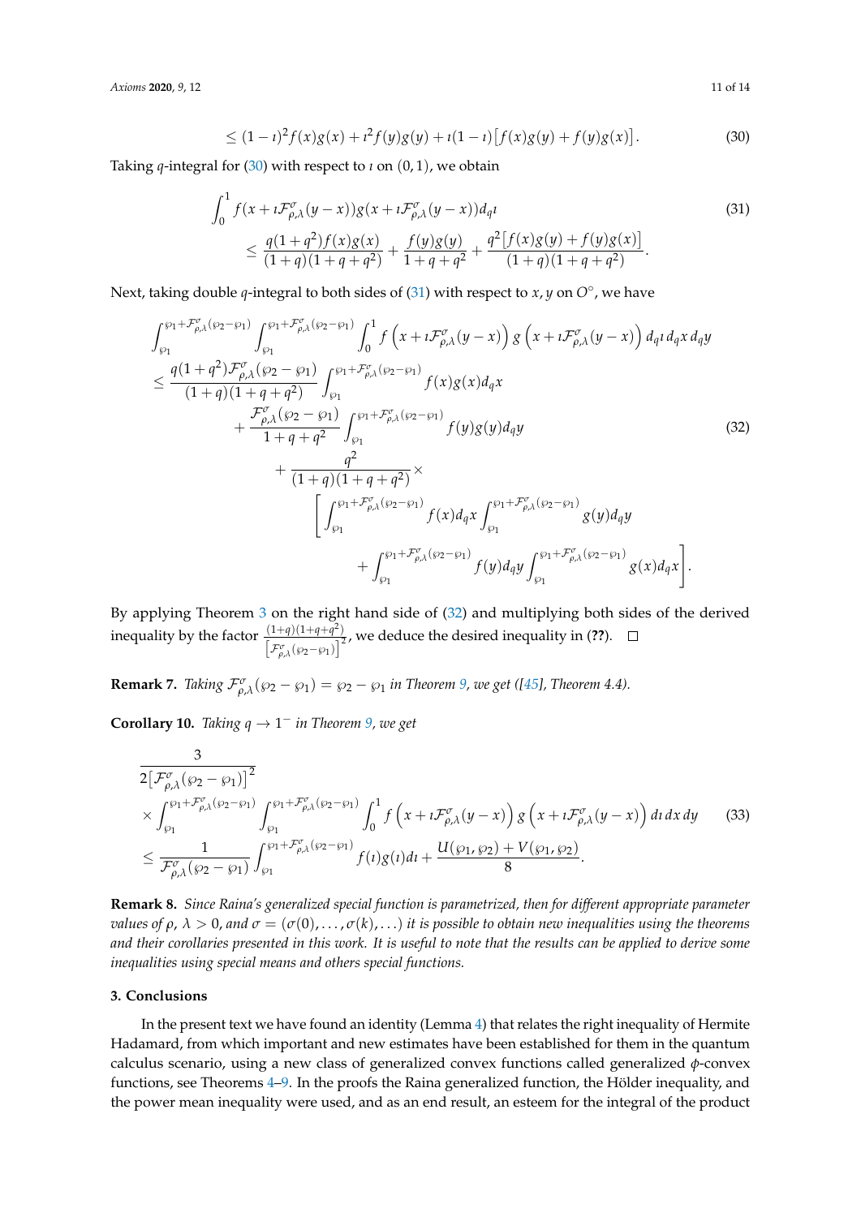$$\leq (1-\imath)^2 f(x)g(x) + \imath^2 f(y)g(y) + \imath(1-\imath)\big[f(x)g(y) + f(y)g(x)\big]. \tag{30}$$

Taking $q$-integral for (30) with respect to $\imath$ on $(0,1)$, we obtain

$$\begin{aligned} &\int_0^1 f(x+\imath\mathcal{F}^{\sigma}_{\rho,\lambda}(y-x))g(x+\imath\mathcal{F}^{\sigma}_{\rho,\lambda}(y-x))d_q\imath \\ &\qquad \leq \frac{q(1+q^2)f(x)g(x)}{(1+q)(1+q+q^2)} + \frac{f(y)g(y)}{1+q+q^2} + \frac{q^2\big[f(x)g(y)+f(y)g(x)\big]}{(1+q)(1+q+q^2)}. \end{aligned} \tag{31}$$

Next, taking double $q$-integral to both sides of (31) with respect to $x, y$ on $O^{\circ}$, we have

$$\begin{aligned} &\int_{\wp_1}^{\wp_1+\mathcal{F}^{\sigma}_{\rho,\lambda}(\wp_2-\wp_1)}\int_{\wp_1}^{\wp_1+\mathcal{F}^{\sigma}_{\rho,\lambda}(\wp_2-\wp_1)}\int_0^1 f\left(x+\imath\mathcal{F}^{\sigma}_{\rho,\lambda}(y-x)\right)g\left(x+\imath\mathcal{F}^{\sigma}_{\rho,\lambda}(y-x)\right)d_q\imath\, d_qx\, d_qy \\ &\leq \frac{q(1+q^2)\mathcal{F}^{\sigma}_{\rho,\lambda}(\wp_2-\wp_1)}{(1+q)(1+q+q^2)}\int_{\wp_1}^{\wp_1+\mathcal{F}^{\sigma}_{\rho,\lambda}(\wp_2-\wp_1)} f(x)g(x)d_qx \\ &\quad + \frac{\mathcal{F}^{\sigma}_{\rho,\lambda}(\wp_2-\wp_1)}{1+q+q^2}\int_{\wp_1}^{\wp_1+\mathcal{F}^{\sigma}_{\rho,\lambda}(\wp_2-\wp_1)} f(y)g(y)d_qy \\ &\quad\quad + \frac{q^2}{(1+q)(1+q+q^2)}\times \\ &\quad\quad\quad \left[\int_{\wp_1}^{\wp_1+\mathcal{F}^{\sigma}_{\rho,\lambda}(\wp_2-\wp_1)} f(x)d_qx\int_{\wp_1}^{\wp_1+\mathcal{F}^{\sigma}_{\rho,\lambda}(\wp_2-\wp_1)} g(y)d_qy \right. \\ &\quad\quad\quad\quad \left. + \int_{\wp_1}^{\wp_1+\mathcal{F}^{\sigma}_{\rho,\lambda}(\wp_2-\wp_1)} f(y)d_qy\int_{\wp_1}^{\wp_1+\mathcal{F}^{\sigma}_{\rho,\lambda}(\wp_2-\wp_1)} g(x)d_qx\right]. \end{aligned} \tag{32}$$

By applying Theorem 3 on the right hand side of (32) and multiplying both sides of the derived inequality by the factor $\frac{(1+q)(1+q+q^2)}{\left[\mathcal{F}^{\sigma}_{\rho,\lambda}(\wp_2-\wp_1)\right]^2}$, we deduce the desired inequality in (**??**). □

**Remark 7.** *Taking $\mathcal{F}^{\sigma}_{\rho,\lambda}(\wp_2-\wp_1) = \wp_2-\wp_1$ in Theorem 9, we get ([45], Theorem 4.4).*

**Corollary 10.** *Taking $q \to 1^-$ in Theorem 9, we get*

$$\begin{aligned} &\frac{3}{2\left[\mathcal{F}^{\sigma}_{\rho,\lambda}(\wp_2-\wp_1)\right]^2} \\ &\times\int_{\wp_1}^{\wp_1+\mathcal{F}^{\sigma}_{\rho,\lambda}(\wp_2-\wp_1)}\int_{\wp_1}^{\wp_1+\mathcal{F}^{\sigma}_{\rho,\lambda}(\wp_2-\wp_1)}\int_0^1 f\left(x+\imath\mathcal{F}^{\sigma}_{\rho,\lambda}(y-x)\right)g\left(x+\imath\mathcal{F}^{\sigma}_{\rho,\lambda}(y-x)\right)d\imath\, dx\, dy \\ &\leq \frac{1}{\mathcal{F}^{\sigma}_{\rho,\lambda}(\wp_2-\wp_1)}\int_{\wp_1}^{\wp_1+\mathcal{F}^{\sigma}_{\rho,\lambda}(\wp_2-\wp_1)} f(\imath)g(\imath)d\imath + \frac{U(\wp_1,\wp_2)+V(\wp_1,\wp_2)}{8}. \end{aligned} \tag{33}$$

**Remark 8.** *Since Raina's generalized special function is parametrized, then for different appropriate parameter values of $\rho$, $\lambda > 0$, and $\sigma = (\sigma(0), \ldots, \sigma(k), \ldots)$ it is possible to obtain new inequalities using the theorems and their corollaries presented in this work. It is useful to note that the results can be applied to derive some inequalities using special means and others special functions.*

## 3. Conclusions

In the present text we have found an identity (Lemma 4) that relates the right inequality of Hermite Hadamard, from which important and new estimates have been established for them in the quantum calculus scenario, using a new class of generalized convex functions called generalized $\phi$-convex functions, see Theorems 4–9. In the proofs the Raina generalized function, the Hölder inequality, and the power mean inequality were used, and as an end result, an esteem for the integral of the product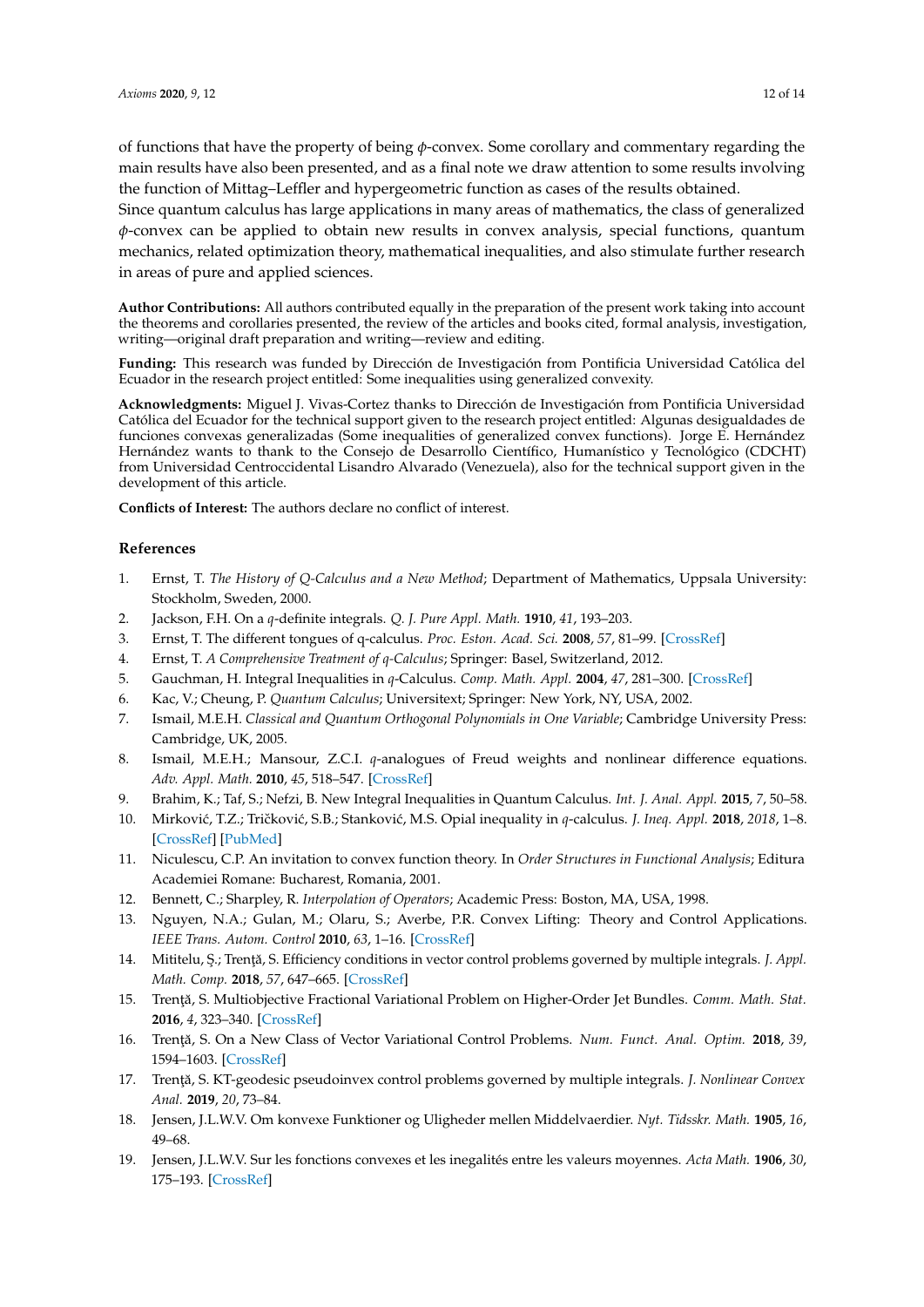of functions that have the property of being $\phi$-convex. Some corollary and commentary regarding the main results have also been presented, and as a final note we draw attention to some results involving the function of Mittag–Leffler and hypergeometric function as cases of the results obtained.
Since quantum calculus has large applications in many areas of mathematics, the class of generalized $\phi$-convex can be applied to obtain new results in convex analysis, special functions, quantum mechanics, related optimization theory, mathematical inequalities, and also stimulate further research in areas of pure and applied sciences.

**Author Contributions:** All authors contributed equally in the preparation of the present work taking into account the theorems and corollaries presented, the review of the articles and books cited, formal analysis, investigation, writing—original draft preparation and writing—review and editing.

**Funding:** This research was funded by Dirección de Investigación from Pontificia Universidad Católica del Ecuador in the research project entitled: Some inequalities using generalized convexity.

**Acknowledgments:** Miguel J. Vivas-Cortez thanks to Dirección de Investigación from Pontificia Universidad Católica del Ecuador for the technical support given to the research project entitled: Algunas desigualdades de funciones convexas generalizadas (Some inequalities of generalized convex functions). Jorge E. Hernández Hernández wants to thank to the Consejo de Desarrollo Científico, Humanístico y Tecnológico (CDCHT) from Universidad Centroccidental Lisandro Alvarado (Venezuela), also for the technical support given in the development of this article.

**Conflicts of Interest:** The authors declare no conflict of interest.

## References

1. Ernst, T. *The History of Q-Calculus and a New Method*; Department of Mathematics, Uppsala University: Stockholm, Sweden, 2000.
2. Jackson, F.H. On a *q*-definite integrals. *Q. J. Pure Appl. Math.* **1910**, *41*, 193–203.
3. Ernst, T. The different tongues of q-calculus. *Proc. Eston. Acad. Sci.* **2008**, *57*, 81–99. [CrossRef]
4. Ernst, T. *A Comprehensive Treatment of q-Calculus*; Springer: Basel, Switzerland, 2012.
5. Gauchman, H. Integral Inequalities in *q*-Calculus. *Comp. Math. Appl.* **2004**, *47*, 281–300. [CrossRef]
6. Kac, V.; Cheung, P. *Quantum Calculus*; Universitext; Springer: New York, NY, USA, 2002.
7. Ismail, M.E.H. *Classical and Quantum Orthogonal Polynomials in One Variable*; Cambridge University Press: Cambridge, UK, 2005.
8. Ismail, M.E.H.; Mansour, Z.C.I. *q*-analogues of Freud weights and nonlinear difference equations. *Adv. Appl. Math.* **2010**, *45*, 518–547. [CrossRef]
9. Brahim, K.; Taf, S.; Nefzi, B. New Integral Inequalities in Quantum Calculus. *Int. J. Anal. Appl.* **2015**, *7*, 50–58.
10. Mirković, T.Z.; Tričković, S.B.; Stanković, M.S. Opial inequality in *q*-calculus. *J. Ineq. Appl.* **2018**, *2018*, 1–8. [CrossRef] [PubMed]
11. Niculescu, C.P. An invitation to convex function theory. In *Order Structures in Functional Analysis*; Editura Academiei Romane: Bucharest, Romania, 2001.
12. Bennett, C.; Sharpley, R. *Interpolation of Operators*; Academic Press: Boston, MA, USA, 1998.
13. Nguyen, N.A.; Gulan, M.; Olaru, S.; Averbe, P.R. Convex Lifting: Theory and Control Applications. *IEEE Trans. Autom. Control* **2010**, *63*, 1–16. [CrossRef]
14. Mititelu, Ş.; Trenţă, S. Efficiency conditions in vector control problems governed by multiple integrals. *J. Appl. Math. Comp.* **2018**, *57*, 647–665. [CrossRef]
15. Trenţă, S. Multiobjective Fractional Variational Problem on Higher-Order Jet Bundles. *Comm. Math. Stat.* **2016**, *4*, 323–340. [CrossRef]
16. Trenţă, S. On a New Class of Vector Variational Control Problems. *Num. Funct. Anal. Optim.* **2018**, *39*, 1594–1603. [CrossRef]
17. Trenţă, S. KT-geodesic pseudoinvex control problems governed by multiple integrals. *J. Nonlinear Convex Anal.* **2019**, *20*, 73–84.
18. Jensen, J.L.W.V. Om konvexe Funktioner og Uligheder mellen Middelvaerdier. *Nyt. Tidsskr. Math.* **1905**, *16*, 49–68.
19. Jensen, J.L.W.V. Sur les fonctions convexes et les inegalités entre les valeurs moyennes. *Acta Math.* **1906**, *30*, 175–193. [CrossRef]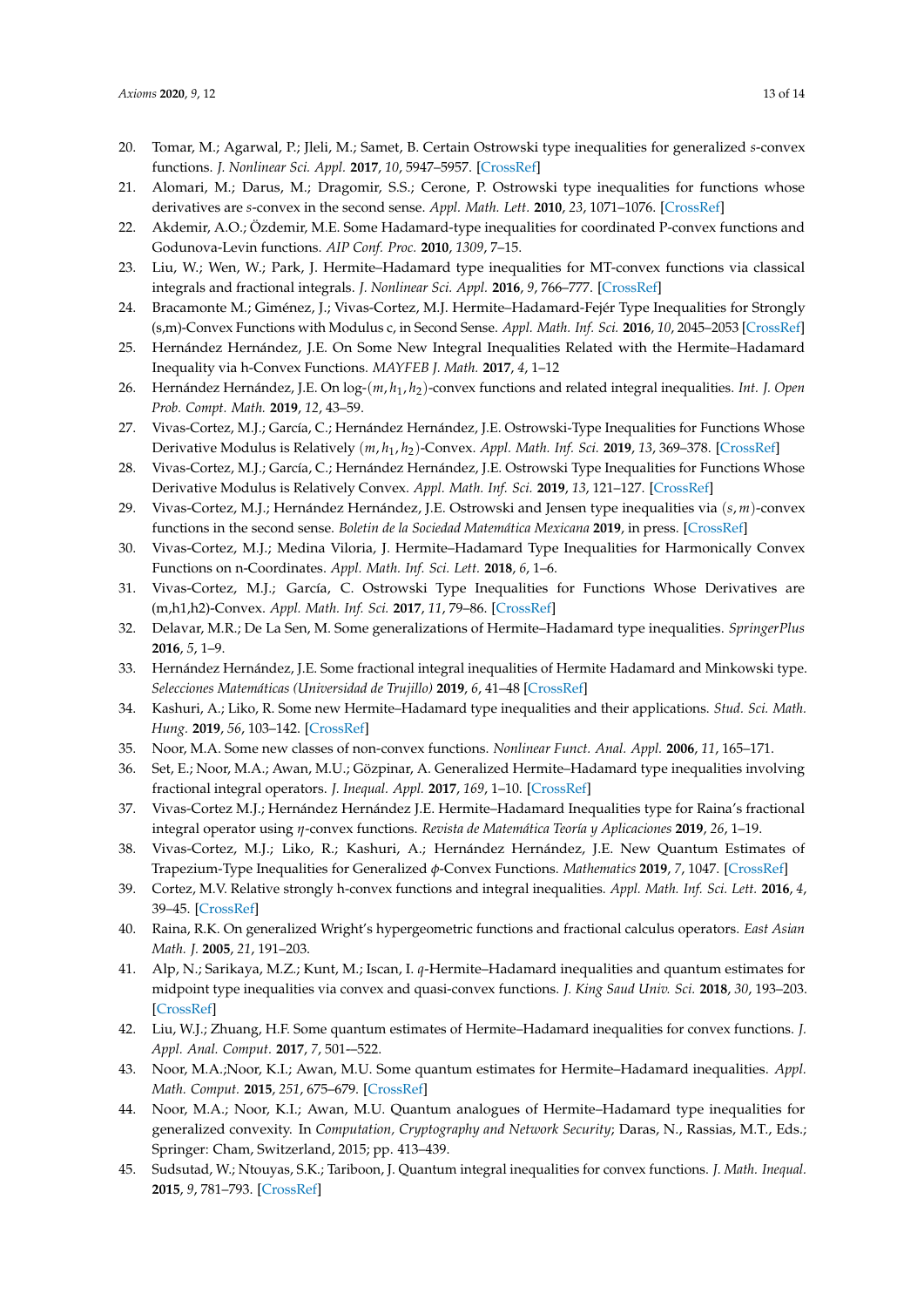20. Tomar, M.; Agarwal, P.; Jleli, M.; Samet, B. Certain Ostrowski type inequalities for generalized $s$-convex functions. *J. Nonlinear Sci. Appl.* **2017**, *10*, 5947–5957. [CrossRef]
21. Alomari, M.; Darus, M.; Dragomir, S.S.; Cerone, P. Ostrowski type inequalities for functions whose derivatives are $s$-convex in the second sense. *Appl. Math. Lett.* **2010**, *23*, 1071–1076. [CrossRef]
22. Akdemir, A.O.; Özdemir, M.E. Some Hadamard-type inequalities for coordinated P-convex functions and Godunova-Levin functions. *AIP Conf. Proc.* **2010**, *1309*, 7–15.
23. Liu, W.; Wen, W.; Park, J. Hermite–Hadamard type inequalities for MT-convex functions via classical integrals and fractional integrals. *J. Nonlinear Sci. Appl.* **2016**, *9*, 766–777. [CrossRef]
24. Bracamonte M.; Giménez, J.; Vivas-Cortez, M.J. Hermite–Hadamard-Fejér Type Inequalities for Strongly (s,m)-Convex Functions with Modulus c, in Second Sense. *Appl. Math. Inf. Sci.* **2016**, *10*, 2045–2053 [CrossRef]
25. Hernández Hernández, J.E. On Some New Integral Inequalities Related with the Hermite–Hadamard Inequality via h-Convex Functions. *MAYFEB J. Math.* **2017**, *4*, 1–12
26. Hernández Hernández, J.E. On log-$(m, h_1, h_2)$-convex functions and related integral inequalities. *Int. J. Open Prob. Compt. Math.* **2019**, *12*, 43–59.
27. Vivas-Cortez, M.J.; García, C.; Hernández Hernández, J.E. Ostrowski-Type Inequalities for Functions Whose Derivative Modulus is Relatively $(m, h_1, h_2)$-Convex. *Appl. Math. Inf. Sci.* **2019**, *13*, 369–378. [CrossRef]
28. Vivas-Cortez, M.J.; García, C.; Hernández Hernández, J.E. Ostrowski Type Inequalities for Functions Whose Derivative Modulus is Relatively Convex. *Appl. Math. Inf. Sci.* **2019**, *13*, 121–127. [CrossRef]
29. Vivas-Cortez, M.J.; Hernández Hernández, J.E. Ostrowski and Jensen type inequalities via $(s, m)$-convex functions in the second sense. *Boletin de la Sociedad Matemática Mexicana* **2019**, in press. [CrossRef]
30. Vivas-Cortez, M.J.; Medina Viloria, J. Hermite–Hadamard Type Inequalities for Harmonically Convex Functions on n-Coordinates. *Appl. Math. Inf. Sci. Lett.* **2018**, *6*, 1–6.
31. Vivas-Cortez, M.J.; García, C. Ostrowski Type Inequalities for Functions Whose Derivatives are (m,h1,h2)-Convex. *Appl. Math. Inf. Sci.* **2017**, *11*, 79–86. [CrossRef]
32. Delavar, M.R.; De La Sen, M. Some generalizations of Hermite–Hadamard type inequalities. *SpringerPlus* **2016**, *5*, 1–9.
33. Hernández Hernández, J.E. Some fractional integral inequalities of Hermite Hadamard and Minkowski type. *Selecciones Matemáticas (Universidad de Trujillo)* **2019**, *6*, 41–48 [CrossRef]
34. Kashuri, A.; Liko, R. Some new Hermite–Hadamard type inequalities and their applications. *Stud. Sci. Math. Hung.* **2019**, *56*, 103–142. [CrossRef]
35. Noor, M.A. Some new classes of non-convex functions. *Nonlinear Funct. Anal. Appl.* **2006**, *11*, 165–171.
36. Set, E.; Noor, M.A.; Awan, M.U.; Gözpinar, A. Generalized Hermite–Hadamard type inequalities involving fractional integral operators. *J. Inequal. Appl.* **2017**, *169*, 1–10. [CrossRef]
37. Vivas-Cortez M.J.; Hernández Hernández J.E. Hermite–Hadamard Inequalities type for Raina's fractional integral operator using $\eta$-convex functions. *Revista de Matemática Teoría y Aplicaciones* **2019**, *26*, 1–19.
38. Vivas-Cortez, M.J.; Liko, R.; Kashuri, A.; Hernández Hernández, J.E. New Quantum Estimates of Trapezium-Type Inequalities for Generalized $\phi$-Convex Functions. *Mathematics* **2019**, *7*, 1047. [CrossRef]
39. Cortez, M.V. Relative strongly h-convex functions and integral inequalities. *Appl. Math. Inf. Sci. Lett.* **2016**, *4*, 39–45. [CrossRef]
40. Raina, R.K. On generalized Wright's hypergeometric functions and fractional calculus operators. *East Asian Math. J.* **2005**, *21*, 191–203.
41. Alp, N.; Sarikaya, M.Z.; Kunt, M.; Iscan, I. $q$-Hermite–Hadamard inequalities and quantum estimates for midpoint type inequalities via convex and quasi-convex functions. *J. King Saud Univ. Sci.* **2018**, *30*, 193–203. [CrossRef]
42. Liu, W.J.; Zhuang, H.F. Some quantum estimates of Hermite–Hadamard inequalities for convex functions. *J. Appl. Anal. Comput.* **2017**, *7*, 501—522.
43. Noor, M.A.;Noor, K.I.; Awan, M.U. Some quantum estimates for Hermite–Hadamard inequalities. *Appl. Math. Comput.* **2015**, *251*, 675–679. [CrossRef]
44. Noor, M.A.; Noor, K.I.; Awan, M.U. Quantum analogues of Hermite–Hadamard type inequalities for generalized convexity. In *Computation, Cryptography and Network Security*; Daras, N., Rassias, M.T., Eds.; Springer: Cham, Switzerland, 2015; pp. 413–439.
45. Sudsutad, W.; Ntouyas, S.K.; Tariboon, J. Quantum integral inequalities for convex functions. *J. Math. Inequal.* **2015**, *9*, 781–793. [CrossRef]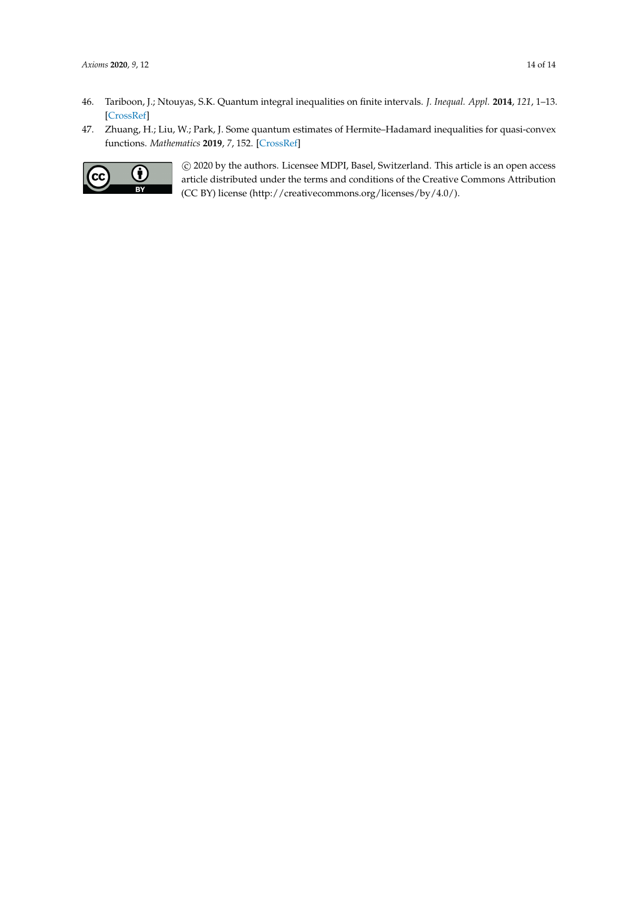46. Tariboon, J.; Ntouyas, S.K. Quantum integral inequalities on finite intervals. *J. Inequal. Appl.* **2014**, *121*, 1–13. [CrossRef]
47. Zhuang, H.; Liu, W.; Park, J. Some quantum estimates of Hermite–Hadamard inequalities for quasi-convex functions. *Mathematics* **2019**, *7*, 152. [CrossRef]

© 2020 by the authors. Licensee MDPI, Basel, Switzerland. This article is an open access article distributed under the terms and conditions of the Creative Commons Attribution (CC BY) license (http://creativecommons.org/licenses/by/4.0/).